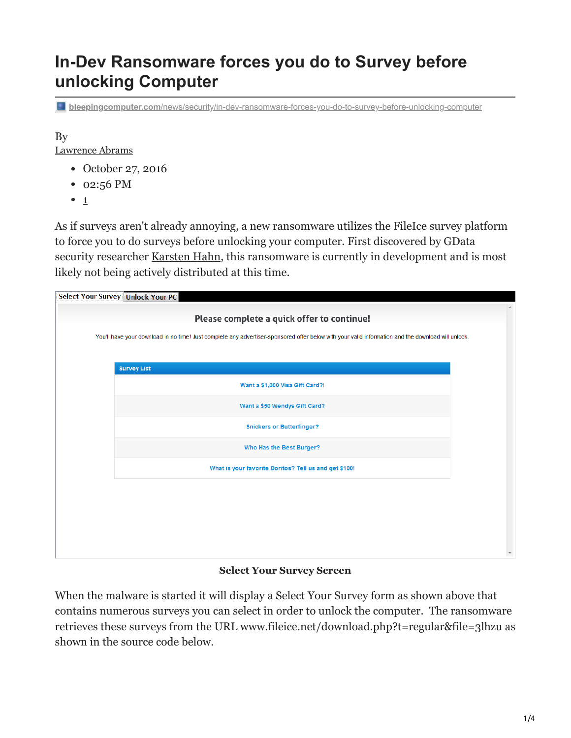# In-Dev Ransomware forces you do to Survey before unlocking Computer

bleepingcomputer.com/news/security/in-dev-ransomware-forces-you-do-to-survey-before-unlocking-computer

By
Lawrence Abrams

- October 27, 2016
- 02:56 PM
- 1

As if surveys aren't already annoying, a new ransomware utilizes the FileIce survey platform to force you to do surveys before unlocking your computer. First discovered by GData security researcher Karsten Hahn, this ransomware is currently in development and is most likely not being actively distributed at this time.

Select Your Survey | Unlock Your PC

**Please complete a quick offer to continue!**

You'll have your download in no time! Just complete any advertiser-sponsored offer below with your valid information and the download will unlock.

| Survey List |
| --- |
| Want a $1,000 Visa Gift Card?! |
| Want a $50 Wendys Gift Card? |
| Snickers or Butterfinger? |
| Who Has the Best Burger? |
| What is your favorite Doritos? Tell us and get $100! |

**Select Your Survey Screen**

When the malware is started it will display a Select Your Survey form as shown above that contains numerous surveys you can select in order to unlock the computer. The ransomware retrieves these surveys from the URL www.fileice.net/download.php?t=regular&file=3lhzu as shown in the source code below.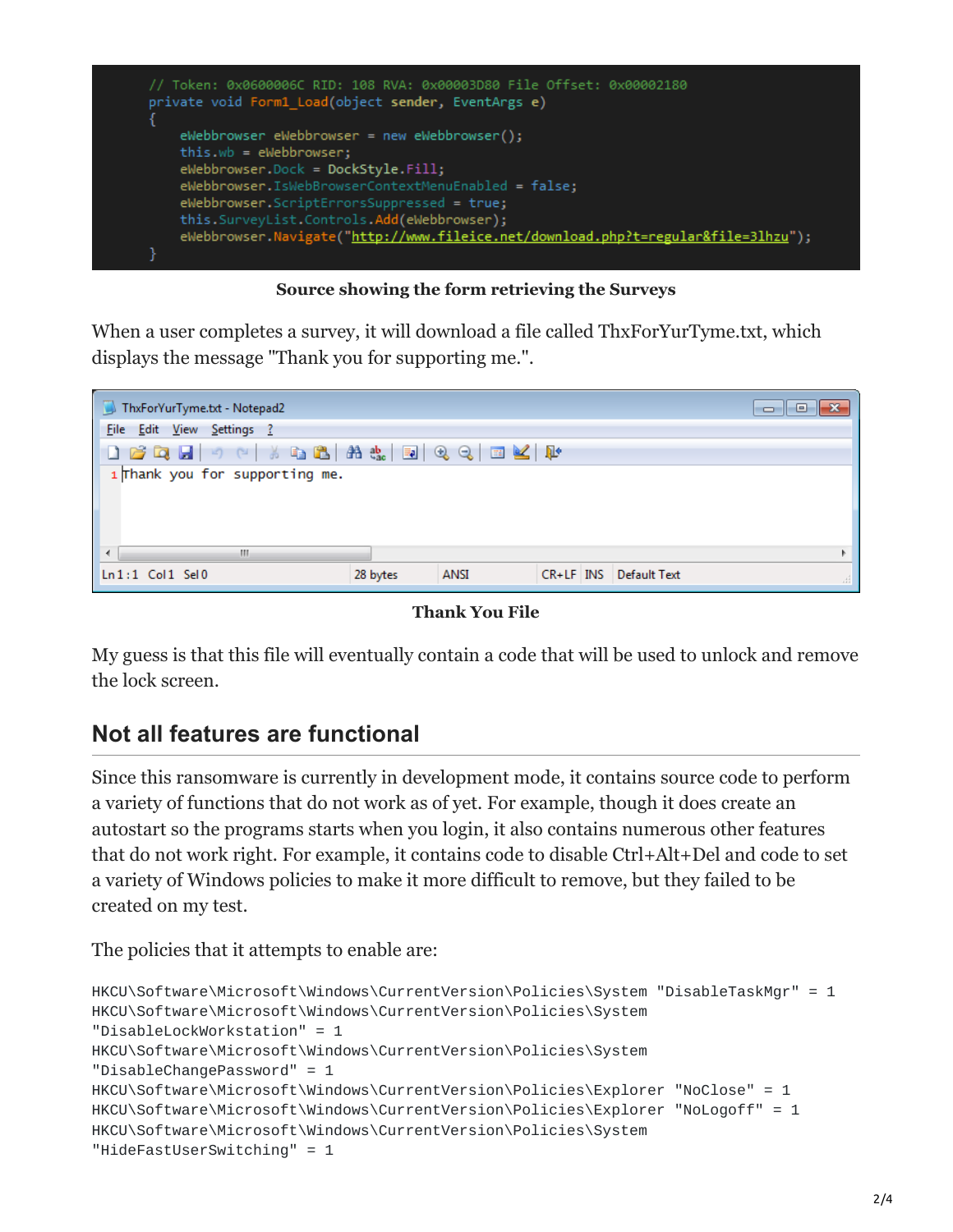```
// Token: 0x0600006C RID: 108 RVA: 0x00003D80 File Offset: 0x00002180
private void Form1_Load(object sender, EventArgs e)
{
    eWebbrowser eWebbrowser = new eWebbrowser();
    this.wb = eWebbrowser;
    eWebbrowser.Dock = DockStyle.Fill;
    eWebbrowser.IsWebBrowserContextMenuEnabled = false;
    eWebbrowser.ScriptErrorsSuppressed = true;
    this.SurveyList.Controls.Add(eWebbrowser);
    eWebbrowser.Navigate("http://www.fileice.net/download.php?t=regular&file=3lhzu");
}
```

**Source showing the form retrieving the Surveys**

When a user completes a survey, it will download a file called ThxForYurTyme.txt, which displays the message "Thank you for supporting me.".

```
Thank you for supporting me.
```

**Thank You File**

My guess is that this file will eventually contain a code that will be used to unlock and remove the lock screen.

## Not all features are functional

Since this ransomware is currently in development mode, it contains source code to perform a variety of functions that do not work as of yet. For example, though it does create an autostart so the programs starts when you login, it also contains numerous other features that do not work right. For example, it contains code to disable Ctrl+Alt+Del and code to set a variety of Windows policies to make it more difficult to remove, but they failed to be created on my test.

The policies that it attempts to enable are:

```
HKCU\Software\Microsoft\Windows\CurrentVersion\Policies\System "DisableTaskMgr" = 1
HKCU\Software\Microsoft\Windows\CurrentVersion\Policies\System "DisableLockWorkstation" = 1
HKCU\Software\Microsoft\Windows\CurrentVersion\Policies\System "DisableChangePassword" = 1
HKCU\Software\Microsoft\Windows\CurrentVersion\Policies\Explorer "NoClose" = 1
HKCU\Software\Microsoft\Windows\CurrentVersion\Policies\Explorer "NoLogoff" = 1
HKCU\Software\Microsoft\Windows\CurrentVersion\Policies\System "HideFastUserSwitching" = 1
```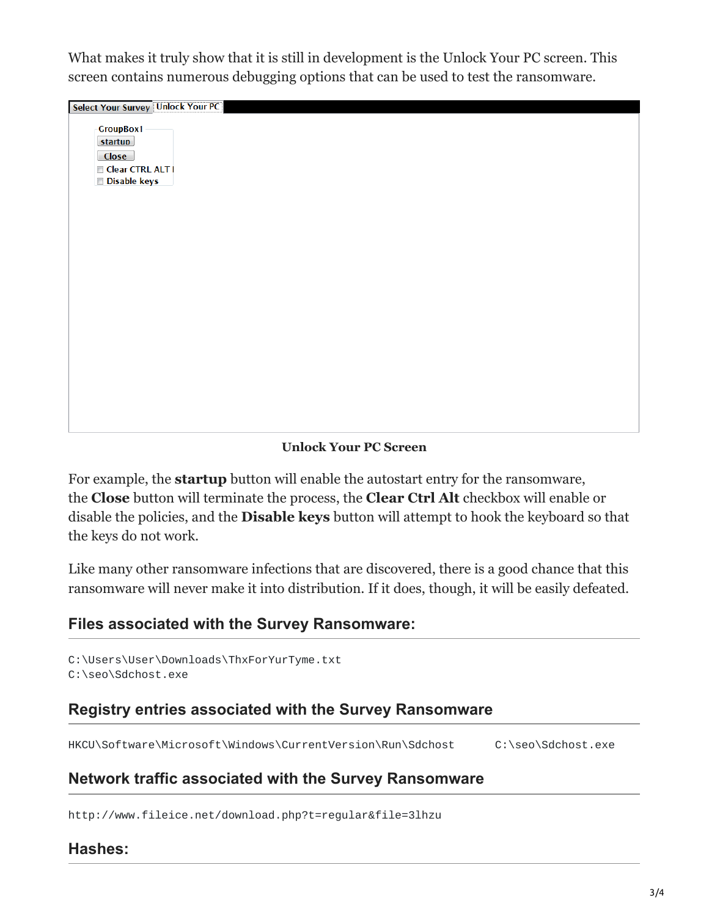What makes it truly show that it is still in development is the Unlock Your PC screen. This screen contains numerous debugging options that can be used to test the ransomware.

**Unlock Your PC Screen**

For example, the **startup** button will enable the autostart entry for the ransomware, the **Close** button will terminate the process, the **Clear Ctrl Alt** checkbox will enable or disable the policies, and the **Disable keys** button will attempt to hook the keyboard so that the keys do not work.

Like many other ransomware infections that are discovered, there is a good chance that this ransomware will never make it into distribution. If it does, though, it will be easily defeated.

### Files associated with the Survey Ransomware:

```
C:\Users\User\Downloads\ThxForYurTyme.txt
C:\seo\Sdchost.exe
```

### Registry entries associated with the Survey Ransomware

```
HKCU\Software\Microsoft\Windows\CurrentVersion\Run\Sdchost      C:\seo\Sdchost.exe
```

### Network traffic associated with the Survey Ransomware

```
http://www.fileice.net/download.php?t=regular&file=3lhzu
```

### Hashes: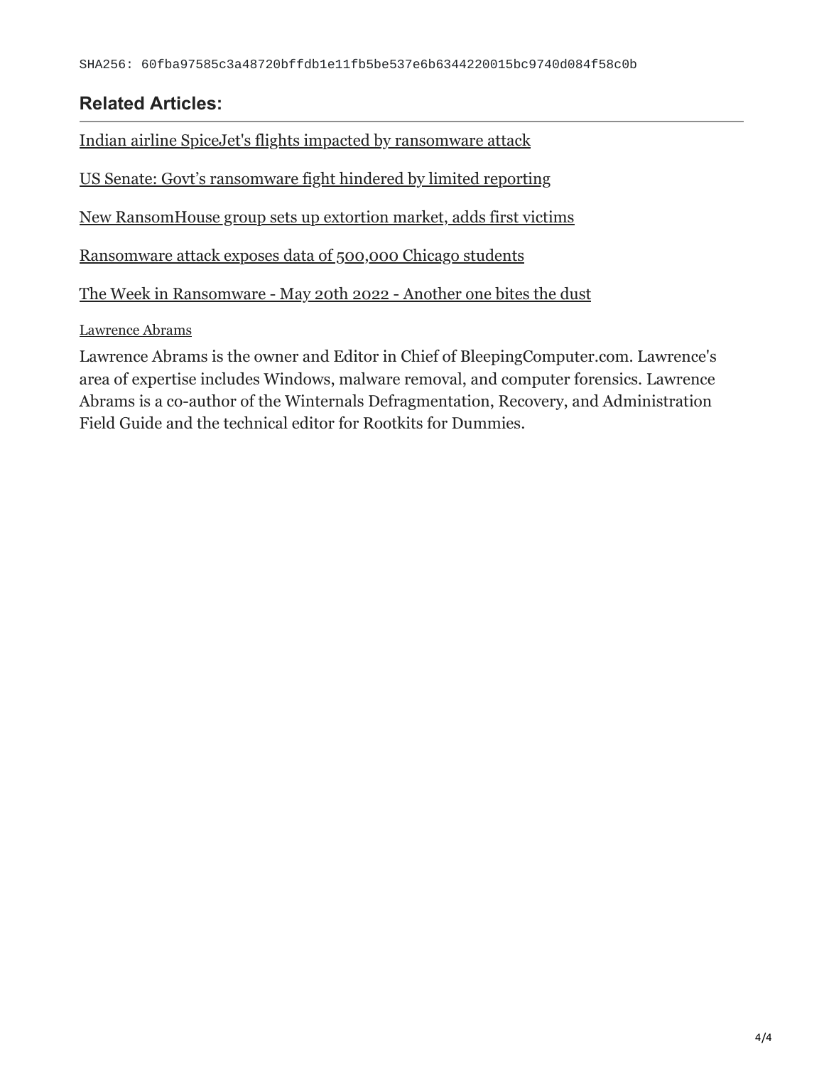```
SHA256: 60fba97585c3a48720bffdb1e11fb5be537e6b6344220015bc9740d084f58c0b
```

## Related Articles:

Indian airline SpiceJet's flights impacted by ransomware attack

US Senate: Govt's ransomware fight hindered by limited reporting

New RansomHouse group sets up extortion market, adds first victims

Ransomware attack exposes data of 500,000 Chicago students

The Week in Ransomware - May 20th 2022 - Another one bites the dust

Lawrence Abrams

Lawrence Abrams is the owner and Editor in Chief of BleepingComputer.com. Lawrence's area of expertise includes Windows, malware removal, and computer forensics. Lawrence Abrams is a co-author of the Winternals Defragmentation, Recovery, and Administration Field Guide and the technical editor for Rootkits for Dummies.